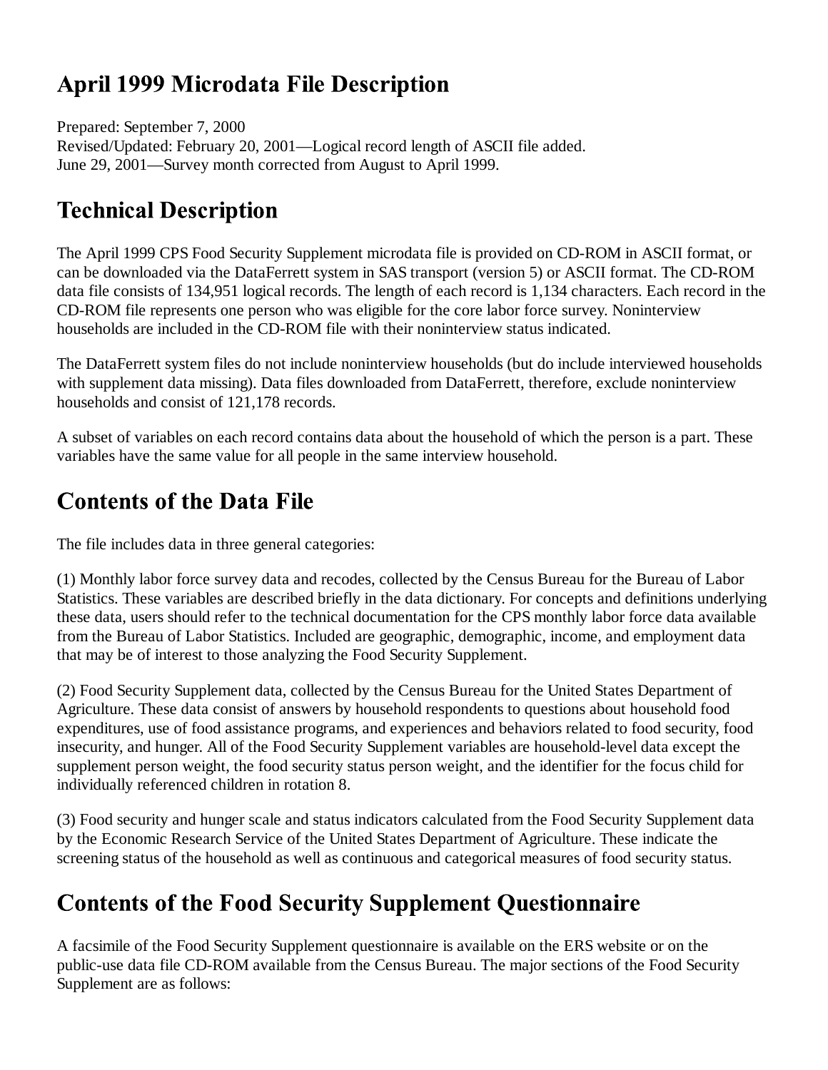# April 1999 Microdata File Description

Prepared: September 7, 2000
Revised/Updated: February 20, 2001—Logical record length of ASCII file added.
June 29, 2001—Survey month corrected from August to April 1999.

# Technical Description

The April 1999 CPS Food Security Supplement microdata file is provided on CD-ROM in ASCII format, or can be downloaded via the DataFerrett system in SAS transport (version 5) or ASCII format. The CD-ROM data file consists of 134,951 logical records. The length of each record is 1,134 characters. Each record in the CD-ROM file represents one person who was eligible for the core labor force survey. Noninterview households are included in the CD-ROM file with their noninterview status indicated.

The DataFerrett system files do not include noninterview households (but do include interviewed households with supplement data missing). Data files downloaded from DataFerrett, therefore, exclude noninterview households and consist of 121,178 records.

A subset of variables on each record contains data about the household of which the person is a part. These variables have the same value for all people in the same interview household.

# Contents of the Data File

The file includes data in three general categories:

(1) Monthly labor force survey data and recodes, collected by the Census Bureau for the Bureau of Labor Statistics. These variables are described briefly in the data dictionary. For concepts and definitions underlying these data, users should refer to the technical documentation for the CPS monthly labor force data available from the Bureau of Labor Statistics. Included are geographic, demographic, income, and employment data that may be of interest to those analyzing the Food Security Supplement.

(2) Food Security Supplement data, collected by the Census Bureau for the United States Department of Agriculture. These data consist of answers by household respondents to questions about household food expenditures, use of food assistance programs, and experiences and behaviors related to food security, food insecurity, and hunger. All of the Food Security Supplement variables are household-level data except the supplement person weight, the food security status person weight, and the identifier for the focus child for individually referenced children in rotation 8.

(3) Food security and hunger scale and status indicators calculated from the Food Security Supplement data by the Economic Research Service of the United States Department of Agriculture. These indicate the screening status of the household as well as continuous and categorical measures of food security status.

# Contents of the Food Security Supplement Questionnaire

A facsimile of the Food Security Supplement questionnaire is available on the ERS website or on the public-use data file CD-ROM available from the Census Bureau. The major sections of the Food Security Supplement are as follows: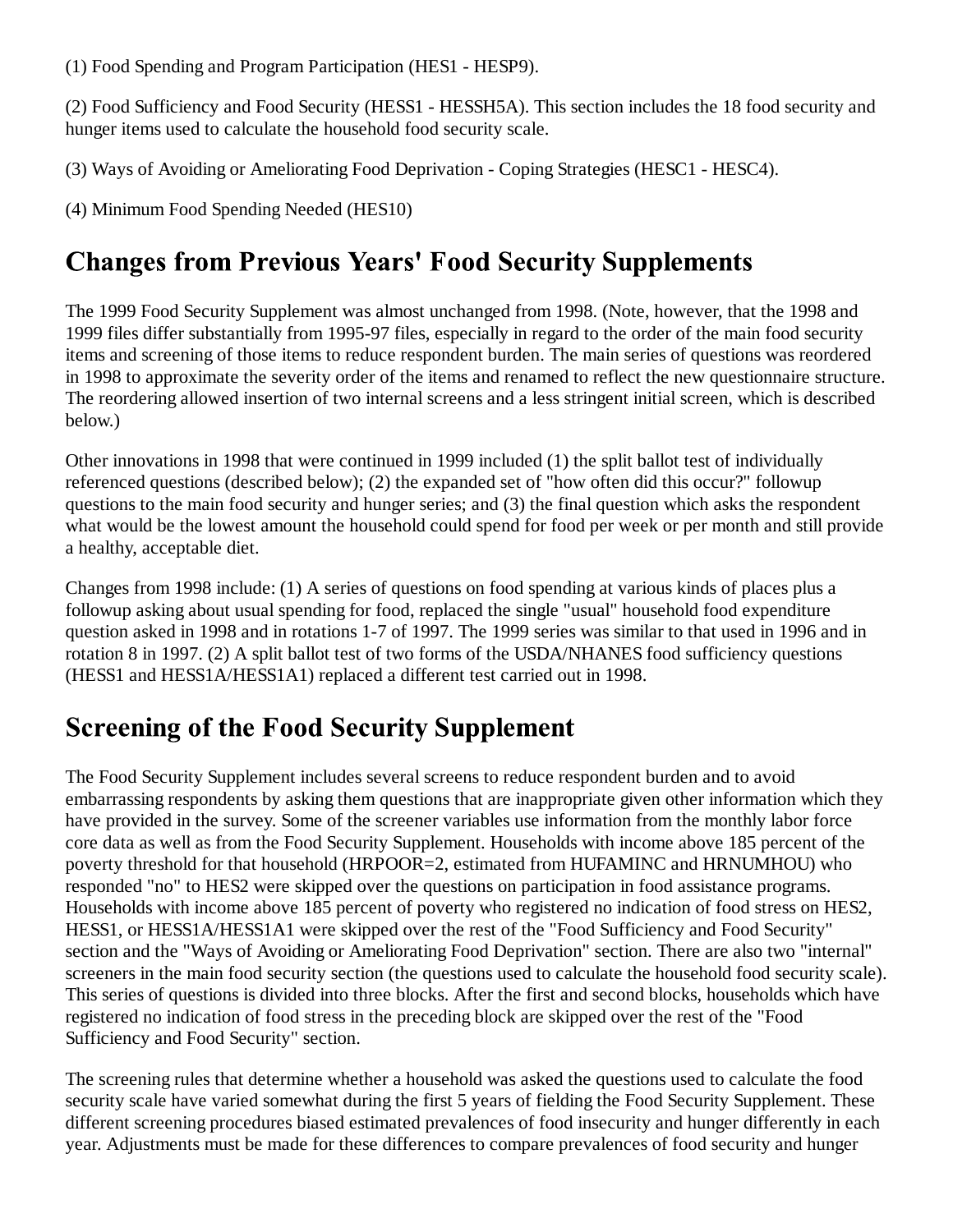(1) Food Spending and Program Participation (HES1 - HESP9).

(2) Food Sufficiency and Food Security (HESS1 - HESSH5A). This section includes the 18 food security and hunger items used to calculate the household food security scale.

(3) Ways of Avoiding or Ameliorating Food Deprivation - Coping Strategies (HESC1 - HESC4).

(4) Minimum Food Spending Needed (HES10)

## Changes from Previous Years' Food Security Supplements

The 1999 Food Security Supplement was almost unchanged from 1998. (Note, however, that the 1998 and 1999 files differ substantially from 1995-97 files, especially in regard to the order of the main food security items and screening of those items to reduce respondent burden. The main series of questions was reordered in 1998 to approximate the severity order of the items and renamed to reflect the new questionnaire structure. The reordering allowed insertion of two internal screens and a less stringent initial screen, which is described below.)

Other innovations in 1998 that were continued in 1999 included (1) the split ballot test of individually referenced questions (described below); (2) the expanded set of "how often did this occur?" followup questions to the main food security and hunger series; and (3) the final question which asks the respondent what would be the lowest amount the household could spend for food per week or per month and still provide a healthy, acceptable diet.

Changes from 1998 include: (1) A series of questions on food spending at various kinds of places plus a followup asking about usual spending for food, replaced the single "usual" household food expenditure question asked in 1998 and in rotations 1-7 of 1997. The 1999 series was similar to that used in 1996 and in rotation 8 in 1997. (2) A split ballot test of two forms of the USDA/NHANES food sufficiency questions (HESS1 and HESS1A/HESS1A1) replaced a different test carried out in 1998.

## Screening of the Food Security Supplement

The Food Security Supplement includes several screens to reduce respondent burden and to avoid embarrassing respondents by asking them questions that are inappropriate given other information which they have provided in the survey. Some of the screener variables use information from the monthly labor force core data as well as from the Food Security Supplement. Households with income above 185 percent of the poverty threshold for that household (HRPOOR=2, estimated from HUFAMINC and HRNUMHOU) who responded "no" to HES2 were skipped over the questions on participation in food assistance programs. Households with income above 185 percent of poverty who registered no indication of food stress on HES2, HESS1, or HESS1A/HESS1A1 were skipped over the rest of the "Food Sufficiency and Food Security" section and the "Ways of Avoiding or Ameliorating Food Deprivation" section. There are also two "internal" screeners in the main food security section (the questions used to calculate the household food security scale). This series of questions is divided into three blocks. After the first and second blocks, households which have registered no indication of food stress in the preceding block are skipped over the rest of the "Food Sufficiency and Food Security" section.

The screening rules that determine whether a household was asked the questions used to calculate the food security scale have varied somewhat during the first 5 years of fielding the Food Security Supplement. These different screening procedures biased estimated prevalences of food insecurity and hunger differently in each year. Adjustments must be made for these differences to compare prevalences of food security and hunger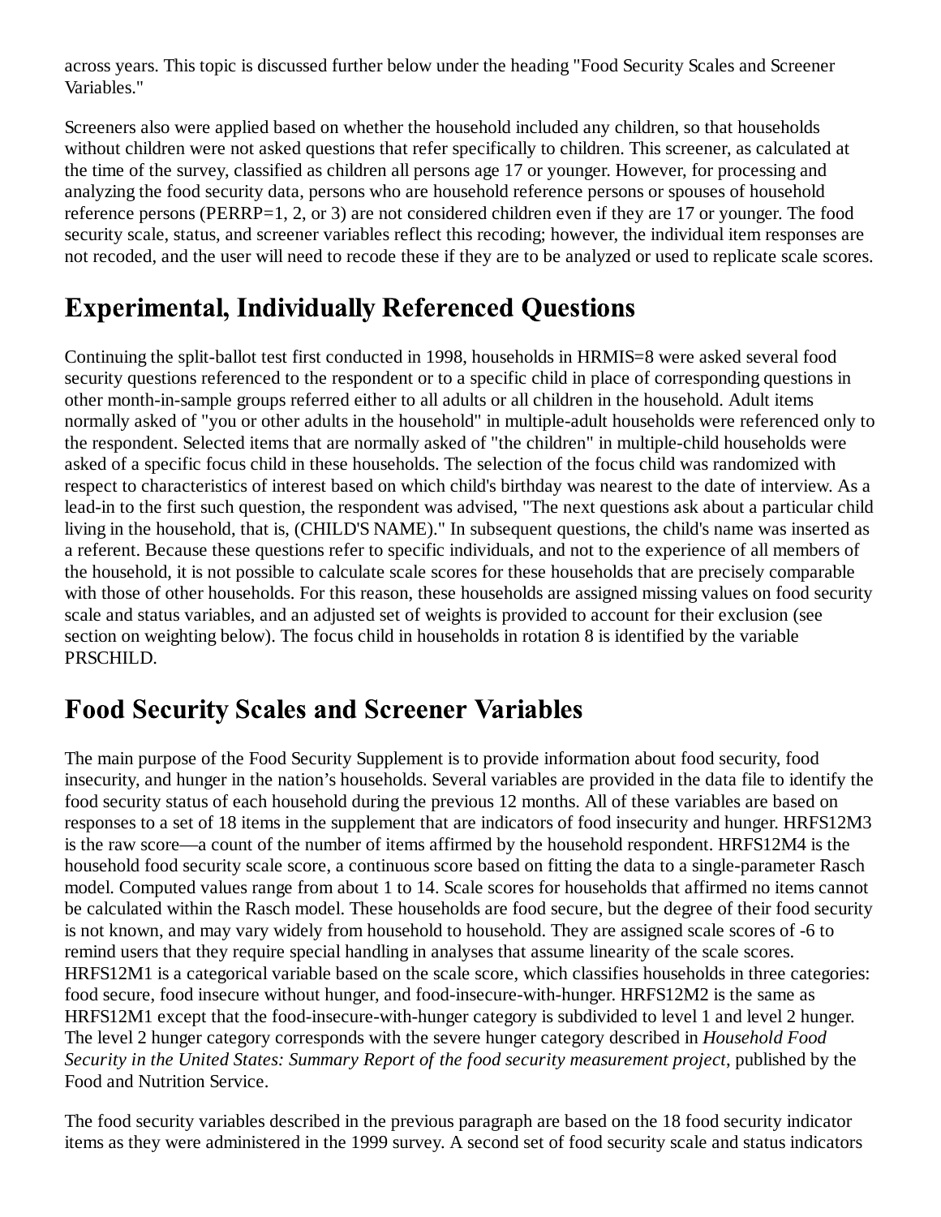across years. This topic is discussed further below under the heading "Food Security Scales and Screener Variables."

Screeners also were applied based on whether the household included any children, so that households without children were not asked questions that refer specifically to children. This screener, as calculated at the time of the survey, classified as children all persons age 17 or younger. However, for processing and analyzing the food security data, persons who are household reference persons or spouses of household reference persons (PERRP=1, 2, or 3) are not considered children even if they are 17 or younger. The food security scale, status, and screener variables reflect this recoding; however, the individual item responses are not recoded, and the user will need to recode these if they are to be analyzed or used to replicate scale scores.

## Experimental, Individually Referenced Questions

Continuing the split-ballot test first conducted in 1998, households in HRMIS=8 were asked several food security questions referenced to the respondent or to a specific child in place of corresponding questions in other month-in-sample groups referred either to all adults or all children in the household. Adult items normally asked of "you or other adults in the household" in multiple-adult households were referenced only to the respondent. Selected items that are normally asked of "the children" in multiple-child households were asked of a specific focus child in these households. The selection of the focus child was randomized with respect to characteristics of interest based on which child's birthday was nearest to the date of interview. As a lead-in to the first such question, the respondent was advised, "The next questions ask about a particular child living in the household, that is, (CHILD'S NAME)." In subsequent questions, the child's name was inserted as a referent. Because these questions refer to specific individuals, and not to the experience of all members of the household, it is not possible to calculate scale scores for these households that are precisely comparable with those of other households. For this reason, these households are assigned missing values on food security scale and status variables, and an adjusted set of weights is provided to account for their exclusion (see section on weighting below). The focus child in households in rotation 8 is identified by the variable PRSCHILD.

## Food Security Scales and Screener Variables

The main purpose of the Food Security Supplement is to provide information about food security, food insecurity, and hunger in the nation’s households. Several variables are provided in the data file to identify the food security status of each household during the previous 12 months. All of these variables are based on responses to a set of 18 items in the supplement that are indicators of food insecurity and hunger. HRFS12M3 is the raw score—a count of the number of items affirmed by the household respondent. HRFS12M4 is the household food security scale score, a continuous score based on fitting the data to a single-parameter Rasch model. Computed values range from about 1 to 14. Scale scores for households that affirmed no items cannot be calculated within the Rasch model. These households are food secure, but the degree of their food security is not known, and may vary widely from household to household. They are assigned scale scores of -6 to remind users that they require special handling in analyses that assume linearity of the scale scores. HRFS12M1 is a categorical variable based on the scale score, which classifies households in three categories: food secure, food insecure without hunger, and food-insecure-with-hunger. HRFS12M2 is the same as HRFS12M1 except that the food-insecure-with-hunger category is subdivided to level 1 and level 2 hunger. The level 2 hunger category corresponds with the severe hunger category described in *Household Food Security in the United States: Summary Report of the food security measurement project*, published by the Food and Nutrition Service.

The food security variables described in the previous paragraph are based on the 18 food security indicator items as they were administered in the 1999 survey. A second set of food security scale and status indicators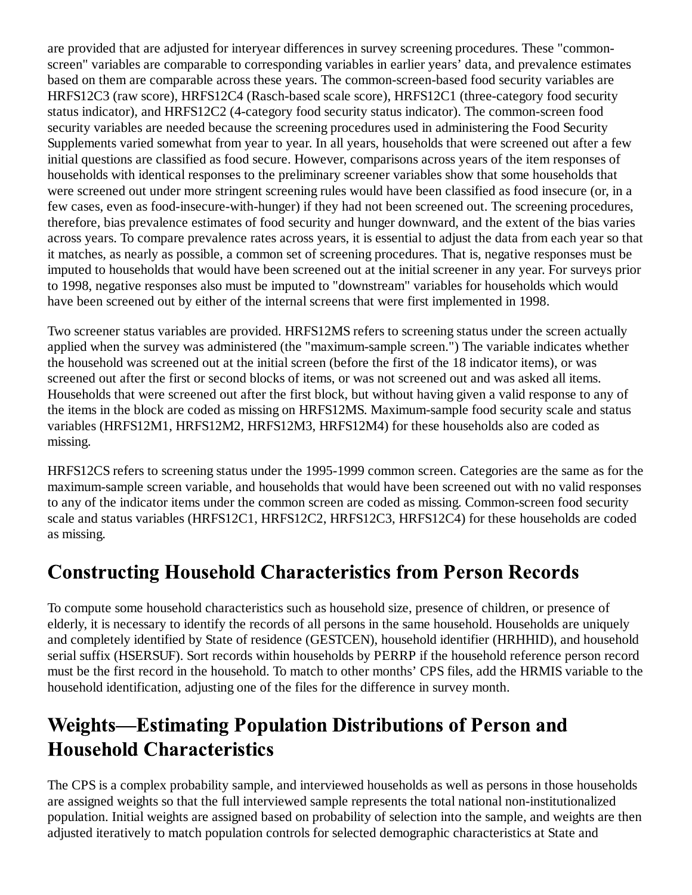are provided that are adjusted for interyear differences in survey screening procedures. These "common-screen" variables are comparable to corresponding variables in earlier years' data, and prevalence estimates based on them are comparable across these years. The common-screen-based food security variables are HRFS12C3 (raw score), HRFS12C4 (Rasch-based scale score), HRFS12C1 (three-category food security status indicator), and HRFS12C2 (4-category food security status indicator). The common-screen food security variables are needed because the screening procedures used in administering the Food Security Supplements varied somewhat from year to year. In all years, households that were screened out after a few initial questions are classified as food secure. However, comparisons across years of the item responses of households with identical responses to the preliminary screener variables show that some households that were screened out under more stringent screening rules would have been classified as food insecure (or, in a few cases, even as food-insecure-with-hunger) if they had not been screened out. The screening procedures, therefore, bias prevalence estimates of food security and hunger downward, and the extent of the bias varies across years. To compare prevalence rates across years, it is essential to adjust the data from each year so that it matches, as nearly as possible, a common set of screening procedures. That is, negative responses must be imputed to households that would have been screened out at the initial screener in any year. For surveys prior to 1998, negative responses also must be imputed to "downstream" variables for households which would have been screened out by either of the internal screens that were first implemented in 1998.

Two screener status variables are provided. HRFS12MS refers to screening status under the screen actually applied when the survey was administered (the "maximum-sample screen.") The variable indicates whether the household was screened out at the initial screen (before the first of the 18 indicator items), or was screened out after the first or second blocks of items, or was not screened out and was asked all items. Households that were screened out after the first block, but without having given a valid response to any of the items in the block are coded as missing on HRFS12MS. Maximum-sample food security scale and status variables (HRFS12M1, HRFS12M2, HRFS12M3, HRFS12M4) for these households also are coded as missing.

HRFS12CS refers to screening status under the 1995-1999 common screen. Categories are the same as for the maximum-sample screen variable, and households that would have been screened out with no valid responses to any of the indicator items under the common screen are coded as missing. Common-screen food security scale and status variables (HRFS12C1, HRFS12C2, HRFS12C3, HRFS12C4) for these households are coded as missing.

## Constructing Household Characteristics from Person Records

To compute some household characteristics such as household size, presence of children, or presence of elderly, it is necessary to identify the records of all persons in the same household. Households are uniquely and completely identified by State of residence (GESTCEN), household identifier (HRHHID), and household serial suffix (HSERSUF). Sort records within households by PERRP if the household reference person record must be the first record in the household. To match to other months' CPS files, add the HRMIS variable to the household identification, adjusting one of the files for the difference in survey month.

## Weights—Estimating Population Distributions of Person and Household Characteristics

The CPS is a complex probability sample, and interviewed households as well as persons in those households are assigned weights so that the full interviewed sample represents the total national non-institutionalized population. Initial weights are assigned based on probability of selection into the sample, and weights are then adjusted iteratively to match population controls for selected demographic characteristics at State and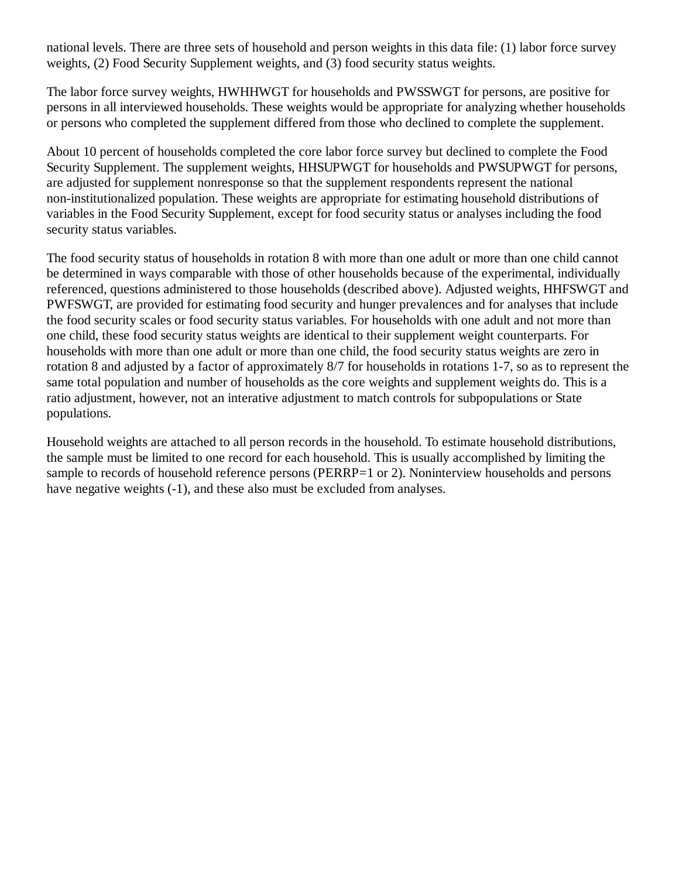national levels. There are three sets of household and person weights in this data file: (1) labor force survey weights, (2) Food Security Supplement weights, and (3) food security status weights.

The labor force survey weights, HWHHWGT for households and PWSSWGT for persons, are positive for persons in all interviewed households. These weights would be appropriate for analyzing whether households or persons who completed the supplement differed from those who declined to complete the supplement.

About 10 percent of households completed the core labor force survey but declined to complete the Food Security Supplement. The supplement weights, HHSUPWGT for households and PWSUPWGT for persons, are adjusted for supplement nonresponse so that the supplement respondents represent the national non-institutionalized population. These weights are appropriate for estimating household distributions of variables in the Food Security Supplement, except for food security status or analyses including the food security status variables.

The food security status of households in rotation 8 with more than one adult or more than one child cannot be determined in ways comparable with those of other households because of the experimental, individually referenced, questions administered to those households (described above). Adjusted weights, HHFSWGT and PWFSWGT, are provided for estimating food security and hunger prevalences and for analyses that include the food security scales or food security status variables. For households with one adult and not more than one child, these food security status weights are identical to their supplement weight counterparts. For households with more than one adult or more than one child, the food security status weights are zero in rotation 8 and adjusted by a factor of approximately 8/7 for households in rotations 1-7, so as to represent the same total population and number of households as the core weights and supplement weights do. This is a ratio adjustment, however, not an interative adjustment to match controls for subpopulations or State populations.

Household weights are attached to all person records in the household. To estimate household distributions, the sample must be limited to one record for each household. This is usually accomplished by limiting the sample to records of household reference persons (PERRP=1 or 2). Noninterview households and persons have negative weights (-1), and these also must be excluded from analyses.